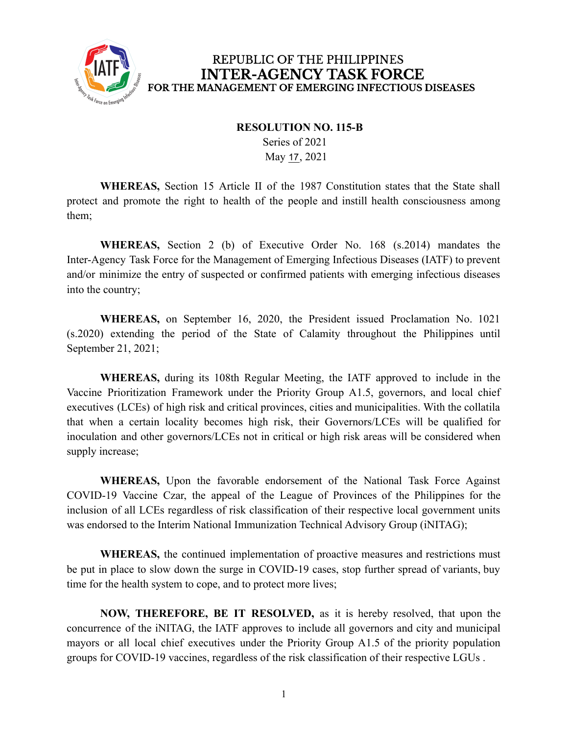REPUBLIC OF THE PHILIPPINES
# INTER-AGENCY TASK FORCE
## FOR THE MANAGEMENT OF EMERGING INFECTIOUS DISEASES

**RESOLUTION NO. 115-B**
Series of 2021
May 17, 2021

**WHEREAS,** Section 15 Article II of the 1987 Constitution states that the State shall protect and promote the right to health of the people and instill health consciousness among them;

**WHEREAS,** Section 2 (b) of Executive Order No. 168 (s.2014) mandates the Inter-Agency Task Force for the Management of Emerging Infectious Diseases (IATF) to prevent and/or minimize the entry of suspected or confirmed patients with emerging infectious diseases into the country;

**WHEREAS,** on September 16, 2020, the President issued Proclamation No. 1021 (s.2020) extending the period of the State of Calamity throughout the Philippines until September 21, 2021;

**WHEREAS,** during its 108th Regular Meeting, the IATF approved to include in the Vaccine Prioritization Framework under the Priority Group A1.5, governors, and local chief executives (LCEs) of high risk and critical provinces, cities and municipalities. With the collatila that when a certain locality becomes high risk, their Governors/LCEs will be qualified for inoculation and other governors/LCEs not in critical or high risk areas will be considered when supply increase;

**WHEREAS,** Upon the favorable endorsement of the National Task Force Against COVID-19 Vaccine Czar, the appeal of the League of Provinces of the Philippines for the inclusion of all LCEs regardless of risk classification of their respective local government units was endorsed to the Interim National Immunization Technical Advisory Group (iNITAG);

**WHEREAS,** the continued implementation of proactive measures and restrictions must be put in place to slow down the surge in COVID-19 cases, stop further spread of variants, buy time for the health system to cope, and to protect more lives;

**NOW, THEREFORE, BE IT RESOLVED,** as it is hereby resolved, that upon the concurrence of the iNITAG, the IATF approves to include all governors and city and municipal mayors or all local chief executives under the Priority Group A1.5 of the priority population groups for COVID-19 vaccines, regardless of the risk classification of their respective LGUs .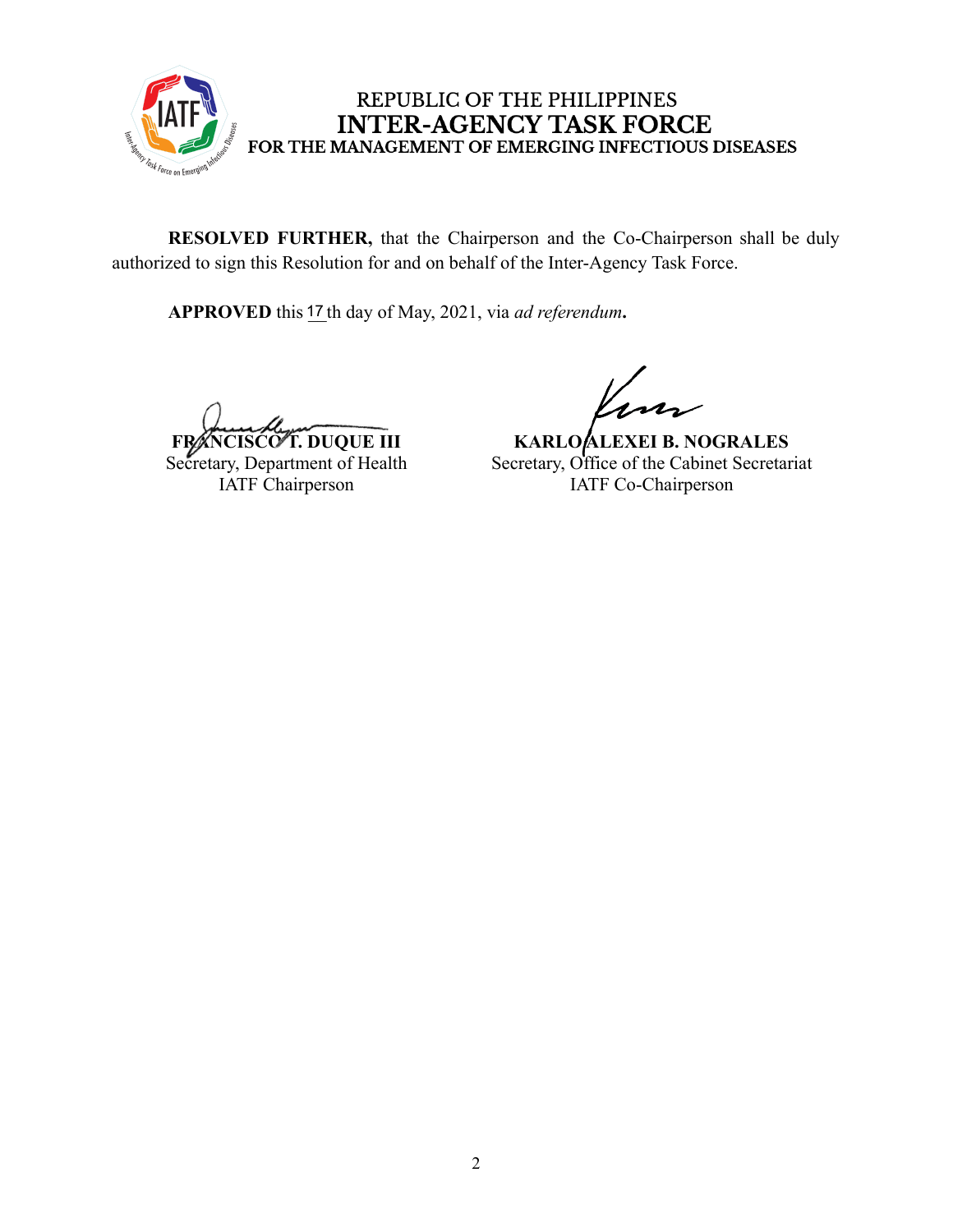REPUBLIC OF THE PHILIPPINES
**INTER-AGENCY TASK FORCE**
**FOR THE MANAGEMENT OF EMERGING INFECTIOUS DISEASES**

**RESOLVED FURTHER,** that the Chairperson and the Co-Chairperson shall be duly authorized to sign this Resolution for and on behalf of the Inter-Agency Task Force.

**APPROVED** this 17th day of May, 2021, via *ad referendum***.**

| | |
|---|---|
| **FRANCISCO T. DUQUE III** | **KARLO ALEXEI B. NOGRALES** |
| Secretary, Department of Health | Secretary, Office of the Cabinet Secretariat |
| IATF Chairperson | IATF Co-Chairperson |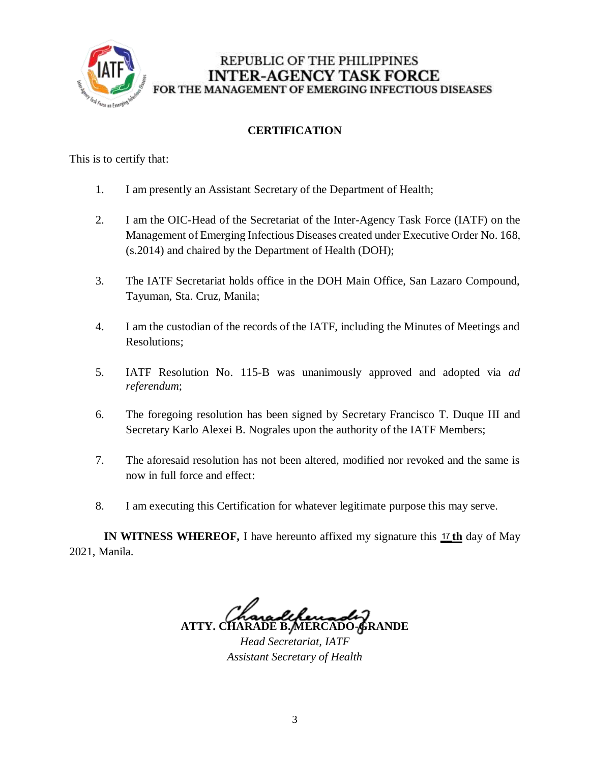REPUBLIC OF THE PHILIPPINES
INTER-AGENCY TASK FORCE
FOR THE MANAGEMENT OF EMERGING INFECTIOUS DISEASES

## CERTIFICATION

This is to certify that:

1. I am presently an Assistant Secretary of the Department of Health;

2. I am the OIC-Head of the Secretariat of the Inter-Agency Task Force (IATF) on the Management of Emerging Infectious Diseases created under Executive Order No. 168, (s.2014) and chaired by the Department of Health (DOH);

3. The IATF Secretariat holds office in the DOH Main Office, San Lazaro Compound, Tayuman, Sta. Cruz, Manila;

4. I am the custodian of the records of the IATF, including the Minutes of Meetings and Resolutions;

5. IATF Resolution No. 115-B was unanimously approved and adopted via *ad referendum*;

6. The foregoing resolution has been signed by Secretary Francisco T. Duque III and Secretary Karlo Alexei B. Nograles upon the authority of the IATF Members;

7. The aforesaid resolution has not been altered, modified nor revoked and the same is now in full force and effect:

8. I am executing this Certification for whatever legitimate purpose this may serve.

**IN WITNESS WHEREOF,** I have hereunto affixed my signature this 17 **th** day of May 2021, Manila.

**ATTY. CHARADE B. MERCADO-GRANDE**
*Head Secretariat, IATF*
*Assistant Secretary of Health*